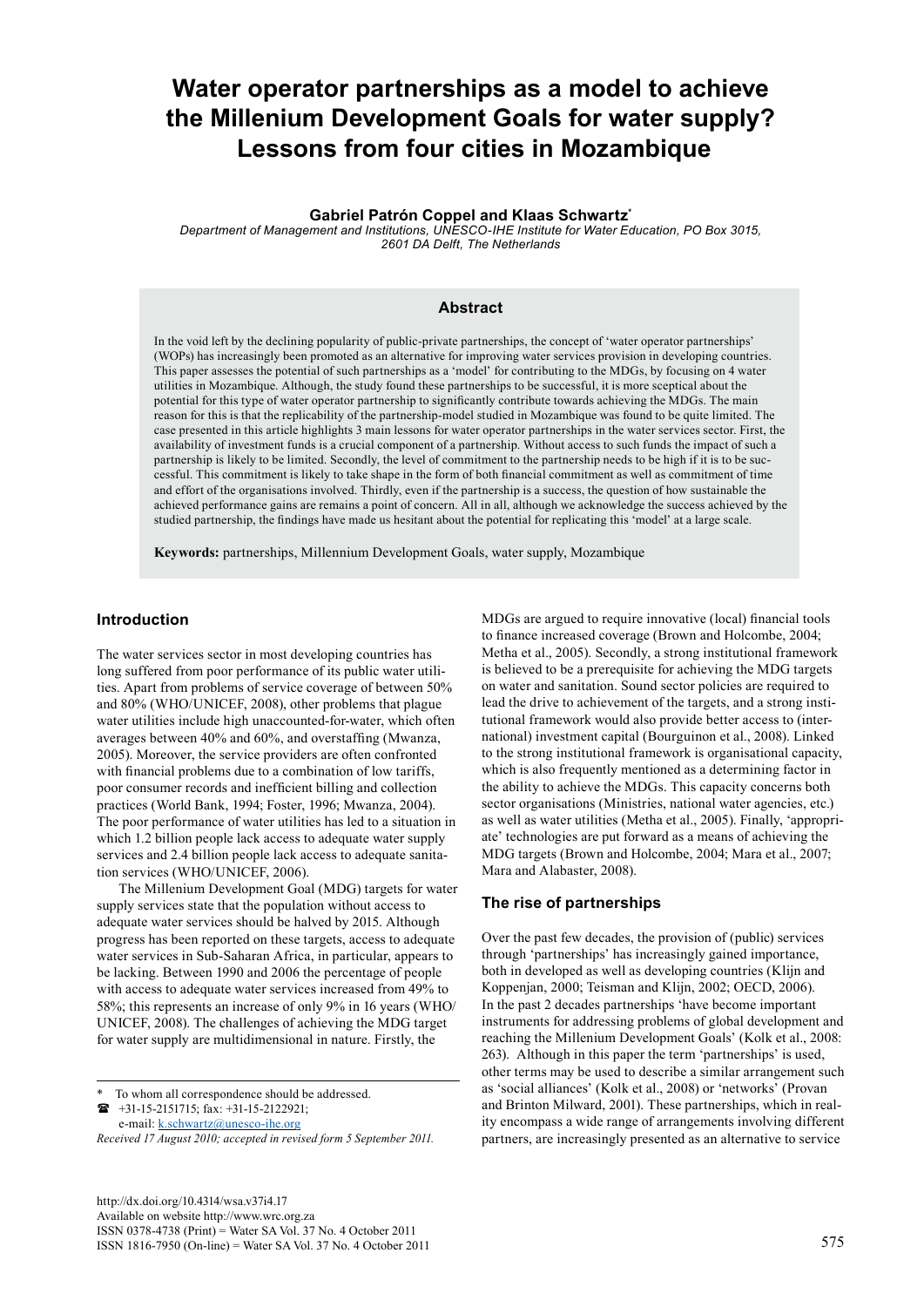# Water operator partnerships as a model to achieve the Millenium Development Goals for water supply? Lessons from four cities in Mozambique

**Gabriel Patrón Coppel and Klaas Schwartz***

*Department of Management and Institutions, UNESCO-IHE Institute for Water Education, PO Box 3015, 2601 DA Delft, The Netherlands*

## Abstract

In the void left by the declining popularity of public-private partnerships, the concept of 'water operator partnerships' (WOPs) has increasingly been promoted as an alternative for improving water services provision in developing countries. This paper assesses the potential of such partnerships as a 'model' for contributing to the MDGs, by focusing on 4 water utilities in Mozambique. Although, the study found these partnerships to be successful, it is more sceptical about the potential for this type of water operator partnership to significantly contribute towards achieving the MDGs. The main reason for this is that the replicability of the partnership-model studied in Mozambique was found to be quite limited. The case presented in this article highlights 3 main lessons for water operator partnerships in the water services sector. First, the availability of investment funds is a crucial component of a partnership. Without access to such funds the impact of such a partnership is likely to be limited. Secondly, the level of commitment to the partnership needs to be high if it is to be successful. This commitment is likely to take shape in the form of both financial commitment as well as commitment of time and effort of the organisations involved. Thirdly, even if the partnership is a success, the question of how sustainable the achieved performance gains are remains a point of concern. All in all, although we acknowledge the success achieved by the studied partnership, the findings have made us hesitant about the potential for replicating this 'model' at a large scale.

**Keywords:** partnerships, Millennium Development Goals, water supply, Mozambique

## Introduction

The water services sector in most developing countries has long suffered from poor performance of its public water utilities. Apart from problems of service coverage of between 50% and 80% (WHO/UNICEF, 2008), other problems that plague water utilities include high unaccounted-for-water, which often averages between 40% and 60%, and overstaffing (Mwanza, 2005). Moreover, the service providers are often confronted with financial problems due to a combination of low tariffs, poor consumer records and inefficient billing and collection practices (World Bank, 1994; Foster, 1996; Mwanza, 2004). The poor performance of water utilities has led to a situation in which 1.2 billion people lack access to adequate water supply services and 2.4 billion people lack access to adequate sanitation services (WHO/UNICEF, 2006).

The Millenium Development Goal (MDG) targets for water supply services state that the population without access to adequate water services should be halved by 2015. Although progress has been reported on these targets, access to adequate water services in Sub-Saharan Africa, in particular, appears to be lacking. Between 1990 and 2006 the percentage of people with access to adequate water services increased from 49% to 58%; this represents an increase of only 9% in 16 years (WHO/UNICEF, 2008). The challenges of achieving the MDG target for water supply are multidimensional in nature. Firstly, the MDGs are argued to require innovative (local) financial tools to finance increased coverage (Brown and Holcombe, 2004; Metha et al., 2005). Secondly, a strong institutional framework is believed to be a prerequisite for achieving the MDG targets on water and sanitation. Sound sector policies are required to lead the drive to achievement of the targets, and a strong institutional framework would also provide better access to (international) investment capital (Bourguinon et al., 2008). Linked to the strong institutional framework is organisational capacity, which is also frequently mentioned as a determining factor in the ability to achieve the MDGs. This capacity concerns both sector organisations (Ministries, national water agencies, etc.) as well as water utilities (Metha et al., 2005). Finally, 'appropriate' technologies are put forward as a means of achieving the MDG targets (Brown and Holcombe, 2004; Mara et al., 2007; Mara and Alabaster, 2008).

## The rise of partnerships

Over the past few decades, the provision of (public) services through 'partnerships' has increasingly gained importance, both in developed as well as developing countries (Klijn and Koppenjan, 2000; Teisman and Klijn, 2002; OECD, 2006). In the past 2 decades partnerships 'have become important instruments for addressing problems of global development and reaching the Millenium Development Goals' (Kolk et al., 2008: 263). Although in this paper the term 'partnerships' is used, other terms may be used to describe a similar arrangement such as 'social alliances' (Kolk et al., 2008) or 'networks' (Provan and Brinton Milward, 2001). These partnerships, which in reality encompass a wide range of arrangements involving different partners, are increasingly presented as an alternative to service

---

* To whom all correspondence should be addressed.
☎ +31-15-2151715; fax: +31-15-2122921;
e-mail: k.schwartz@unesco-ihe.org

*Received 17 August 2010; accepted in revised form 5 September 2011.*

http://dx.doi.org/10.4314/wsa.v37i4.17
Available on website http://www.wrc.org.za
ISSN 0378-4738 (Print) = Water SA Vol. 37 No. 4 October 2011
ISSN 1816-7950 (On-line) = Water SA Vol. 37 No. 4 October 2011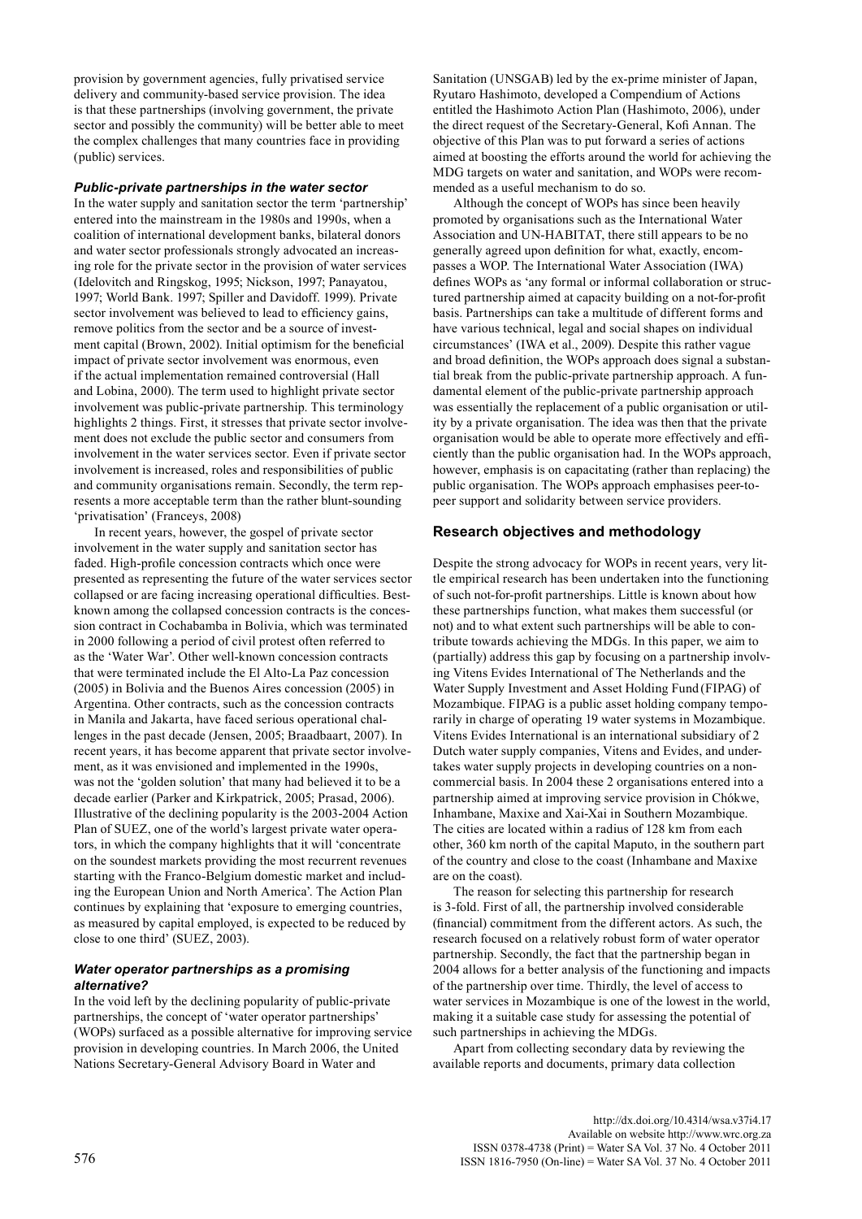provision by government agencies, fully privatised service delivery and community-based service provision. The idea is that these partnerships (involving government, the private sector and possibly the community) will be better able to meet the complex challenges that many countries face in providing (public) services.

### *Public-private partnerships in the water sector*

In the water supply and sanitation sector the term 'partnership' entered into the mainstream in the 1980s and 1990s, when a coalition of international development banks, bilateral donors and water sector professionals strongly advocated an increasing role for the private sector in the provision of water services (Idelovitch and Ringskog, 1995; Nickson, 1997; Panayatou, 1997; World Bank. 1997; Spiller and Davidoff. 1999). Private sector involvement was believed to lead to efficiency gains, remove politics from the sector and be a source of investment capital (Brown, 2002). Initial optimism for the beneficial impact of private sector involvement was enormous, even if the actual implementation remained controversial (Hall and Lobina, 2000). The term used to highlight private sector involvement was public-private partnership. This terminology highlights 2 things. First, it stresses that private sector involvement does not exclude the public sector and consumers from involvement in the water services sector. Even if private sector involvement is increased, roles and responsibilities of public and community organisations remain. Secondly, the term represents a more acceptable term than the rather blunt-sounding 'privatisation' (Franceys, 2008)

In recent years, however, the gospel of private sector involvement in the water supply and sanitation sector has faded. High-profile concession contracts which once were presented as representing the future of the water services sector collapsed or are facing increasing operational difficulties. Best-known among the collapsed concession contracts is the concession contract in Cochabamba in Bolivia, which was terminated in 2000 following a period of civil protest often referred to as the 'Water War'. Other well-known concession contracts that were terminated include the El Alto-La Paz concession (2005) in Bolivia and the Buenos Aires concession (2005) in Argentina. Other contracts, such as the concession contracts in Manila and Jakarta, have faced serious operational challenges in the past decade (Jensen, 2005; Braadbaart, 2007). In recent years, it has become apparent that private sector involvement, as it was envisioned and implemented in the 1990s, was not the 'golden solution' that many had believed it to be a decade earlier (Parker and Kirkpatrick, 2005; Prasad, 2006). Illustrative of the declining popularity is the 2003-2004 Action Plan of SUEZ, one of the world's largest private water operators, in which the company highlights that it will 'concentrate on the soundest markets providing the most recurrent revenues starting with the Franco-Belgium domestic market and including the European Union and North America'. The Action Plan continues by explaining that 'exposure to emerging countries, as measured by capital employed, is expected to be reduced by close to one third' (SUEZ, 2003).

### *Water operator partnerships as a promising alternative?*

In the void left by the declining popularity of public-private partnerships, the concept of 'water operator partnerships' (WOPs) surfaced as a possible alternative for improving service provision in developing countries. In March 2006, the United Nations Secretary-General Advisory Board in Water and Sanitation (UNSGAB) led by the ex-prime minister of Japan, Ryutaro Hashimoto, developed a Compendium of Actions entitled the Hashimoto Action Plan (Hashimoto, 2006), under the direct request of the Secretary-General, Kofi Annan. The objective of this Plan was to put forward a series of actions aimed at boosting the efforts around the world for achieving the MDG targets on water and sanitation, and WOPs were recommended as a useful mechanism to do so.

Although the concept of WOPs has since been heavily promoted by organisations such as the International Water Association and UN-HABITAT, there still appears to be no generally agreed upon definition for what, exactly, encompasses a WOP. The International Water Association (IWA) defines WOPs as 'any formal or informal collaboration or structured partnership aimed at capacity building on a not-for-profit basis. Partnerships can take a multitude of different forms and have various technical, legal and social shapes on individual circumstances' (IWA et al., 2009). Despite this rather vague and broad definition, the WOPs approach does signal a substantial break from the public-private partnership approach. A fundamental element of the public-private partnership approach was essentially the replacement of a public organisation or utility by a private organisation. The idea was then that the private organisation would be able to operate more effectively and efficiently than the public organisation had. In the WOPs approach, however, emphasis is on capacitating (rather than replacing) the public organisation. The WOPs approach emphasises peer-to-peer support and solidarity between service providers.

## Research objectives and methodology

Despite the strong advocacy for WOPs in recent years, very little empirical research has been undertaken into the functioning of such not-for-profit partnerships. Little is known about how these partnerships function, what makes them successful (or not) and to what extent such partnerships will be able to contribute towards achieving the MDGs. In this paper, we aim to (partially) address this gap by focusing on a partnership involving Vitens Evides International of The Netherlands and the Water Supply Investment and Asset Holding Fund (FIPAG) of Mozambique. FIPAG is a public asset holding company temporarily in charge of operating 19 water systems in Mozambique. Vitens Evides International is an international subsidiary of 2 Dutch water supply companies, Vitens and Evides, and undertakes water supply projects in developing countries on a non-commercial basis. In 2004 these 2 organisations entered into a partnership aimed at improving service provision in Chókwe, Inhambane, Maxixe and Xai-Xai in Southern Mozambique. The cities are located within a radius of 128 km from each other, 360 km north of the capital Maputo, in the southern part of the country and close to the coast (Inhambane and Maxixe are on the coast).

The reason for selecting this partnership for research is 3-fold. First of all, the partnership involved considerable (financial) commitment from the different actors. As such, the research focused on a relatively robust form of water operator partnership. Secondly, the fact that the partnership began in 2004 allows for a better analysis of the functioning and impacts of the partnership over time. Thirdly, the level of access to water services in Mozambique is one of the lowest in the world, making it a suitable case study for assessing the potential of such partnerships in achieving the MDGs.

Apart from collecting secondary data by reviewing the available reports and documents, primary data collection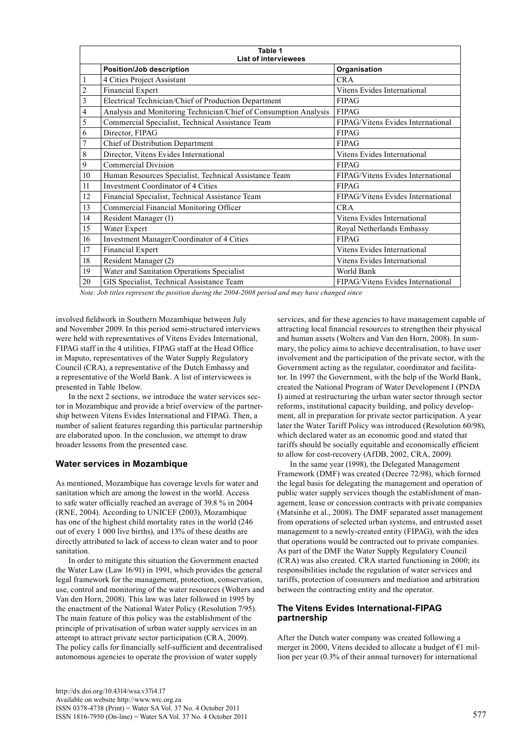| Table 1<br>List of interviewees | | |
|---|---|---|
| | **Position/Job description** | **Organisation** |
| 1 | 4 Cities Project Assistant | CRA |
| 2 | Financial Expert | Vitens Evides International |
| 3 | Electrical Technician/Chief of Production Department | FIPAG |
| 4 | Analysis and Monitoring Technician/Chief of Consumption Analysis | FIPAG |
| 5 | Commercial Specialist, Technical Assistance Team | FIPAG/Vitens Evides International |
| 6 | Director, FIPAG | FIPAG |
| 7 | Chief of Distribution Department | FIPAG |
| 8 | Director, Vitens Evides International | Vitens Evides International |
| 9 | Commercial Division | FIPAG |
| 10 | Human Resources Specialist, Technical Assistance Team | FIPAG/Vitens Evides International |
| 11 | Investment Coordinator of 4 Cities | FIPAG |
| 12 | Financial Specialist, Technical Assistance Team | FIPAG/Vitens Evides International |
| 13 | Commercial Financial Monitoring Officer | CRA |
| 14 | Resident Manager (1) | Vitens Evides International |
| 15 | Water Expert | Royal Netherlands Embassy |
| 16 | Investment Manager/Coordinator of 4 Cities | FIPAG |
| 17 | Financial Expert | Vitens Evides International |
| 18 | Resident Manager (2) | Vitens Evides International |
| 19 | Water and Sanitation Operations Specialist | World Bank |
| 20 | GIS Specialist, Technical Assistance Team | FIPAG/Vitens Evides International |

*Note: Job titles represent the position during the 2004-2008 period and may have changed since*

involved fieldwork in Southern Mozambique between July and November 2009. In this period semi-structured interviews were held with representatives of Vitens Evides International, FIPAG staff in the 4 utilities, FIPAG staff at the Head Office in Maputo, representatives of the Water Supply Regulatory Council (CRA), a representative of the Dutch Embassy and a representative of the World Bank. A list of interviewees is presented in Table 1below.

In the next 2 sections, we introduce the water services sector in Mozambique and provide a brief overview of the partnership between Vitens Evides International and FIPAG. Then, a number of salient features regarding this particular partnership are elaborated upon. In the conclusion, we attempt to draw broader lessons from the presented case.

## Water services in Mozambique

As mentioned, Mozambique has coverage levels for water and sanitation which are among the lowest in the world. Access to safe water officially reached an average of 39.8 % in 2004 (RNE, 2004). According to UNICEF (2003), Mozambique has one of the highest child mortality rates in the world (246 out of every 1 000 live births), and 13% of these deaths are directly attributed to lack of access to clean water and to poor sanitation.

In order to mitigate this situation the Government enacted the Water Law (Law 16/91) in 1991, which provides the general legal framework for the management, protection, conservation, use, control and monitoring of the water resources (Wolters and Van den Horn, 2008). This law was later followed in 1995 by the enactment of the National Water Policy (Resolution 7/95). The main feature of this policy was the establishment of the principle of privatisation of urban water supply services in an attempt to attract private sector participation (CRA, 2009). The policy calls for financially self-sufficient and decentralised autonomous agencies to operate the provision of water supply services, and for these agencies to have management capable of attracting local financial resources to strengthen their physical and human assets (Wolters and Van den Horn, 2008). In summary, the policy aims to achieve decentralisation, to have user involvement and the participation of the private sector, with the Government acting as the regulator, coordinator and facilitator. In 1997 the Government, with the help of the World Bank, created the National Program of Water Development I (PNDA I) aimed at restructuring the urban water sector through sector reforms, institutional capacity building, and policy development, all in preparation for private sector participation. A year later the Water Tariff Policy was introduced (Resolution 60/98), which declared water as an economic good and stated that tariffs should be socially equitable and economically efficient to allow for cost-recovery (AfDB, 2002, CRA, 2009).

In the same year (1998), the Delegated Management Framework (DMF) was created (Decree 72/98), which formed the legal basis for delegating the management and operation of public water supply services though the establishment of management, lease or concession contracts with private companies (Matsinhe et al., 2008). The DMF separated asset management from operations of selected urban systems, and entrusted asset management to a newly-created entity (FIPAG), with the idea that operations would be contracted out to private companies. As part of the DMF the Water Supply Regulatory Council (CRA) was also created. CRA started functioning in 2000; its responsibilities include the regulation of water services and tariffs, protection of consumers and mediation and arbitration between the contracting entity and the operator.

## The Vitens Evides International-FIPAG partnership

After the Dutch water company was created following a merger in 2000, Vitens decided to allocate a budget of €1 million per year (0.3% of their annual turnover) for international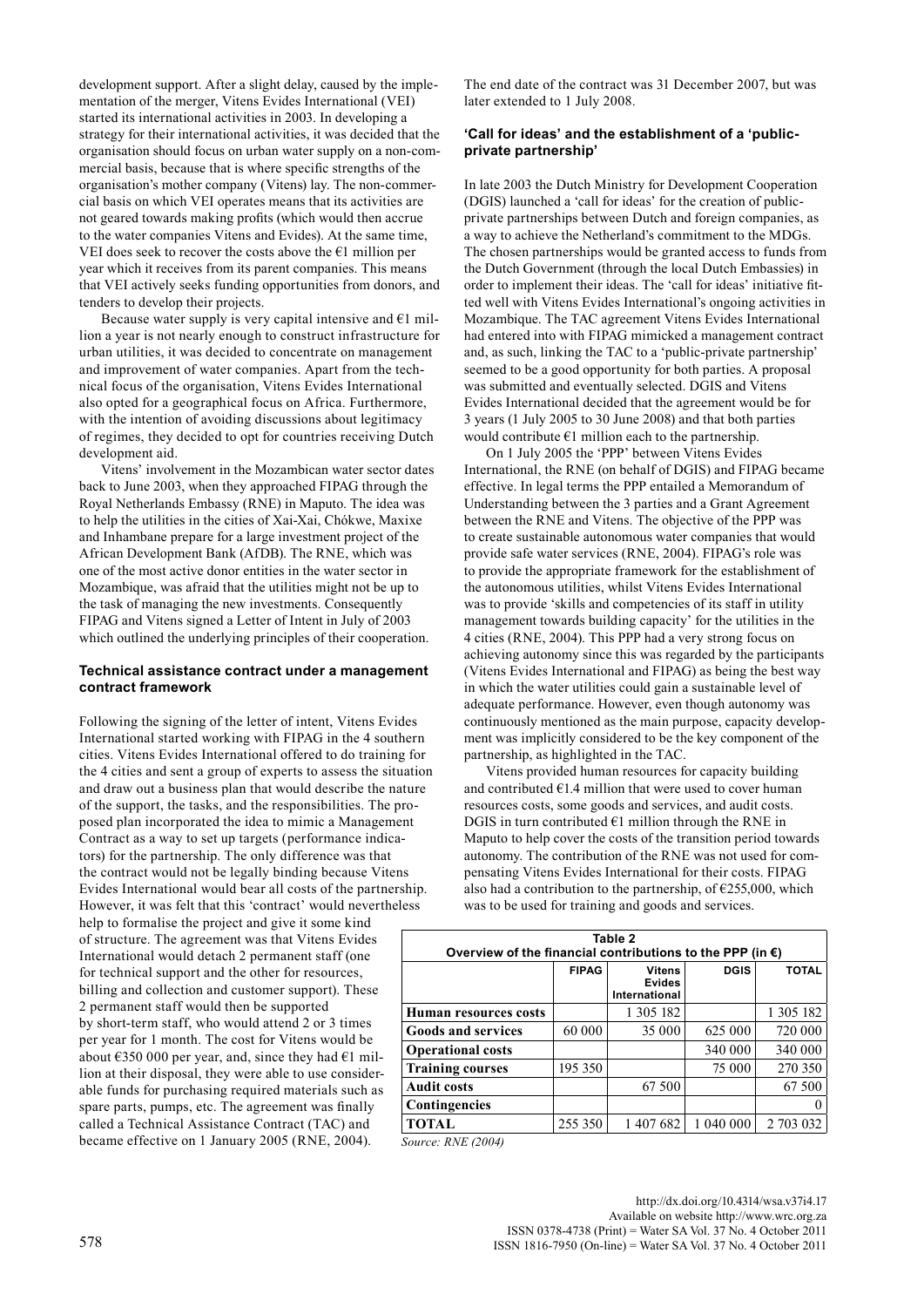development support. After a slight delay, caused by the implementation of the merger, Vitens Evides International (VEI) started its international activities in 2003. In developing a strategy for their international activities, it was decided that the organisation should focus on urban water supply on a non-commercial basis, because that is where specific strengths of the organisation's mother company (Vitens) lay. The non-commercial basis on which VEI operates means that its activities are not geared towards making profits (which would then accrue to the water companies Vitens and Evides). At the same time, VEI does seek to recover the costs above the €1 million per year which it receives from its parent companies. This means that VEI actively seeks funding opportunities from donors, and tenders to develop their projects.

Because water supply is very capital intensive and €1 million a year is not nearly enough to construct infrastructure for urban utilities, it was decided to concentrate on management and improvement of water companies. Apart from the technical focus of the organisation, Vitens Evides International also opted for a geographical focus on Africa. Furthermore, with the intention of avoiding discussions about legitimacy of regimes, they decided to opt for countries receiving Dutch development aid.

Vitens' involvement in the Mozambican water sector dates back to June 2003, when they approached FIPAG through the Royal Netherlands Embassy (RNE) in Maputo. The idea was to help the utilities in the cities of Xai-Xai, Chókwe, Maxixe and Inhambane prepare for a large investment project of the African Development Bank (AfDB). The RNE, which was one of the most active donor entities in the water sector in Mozambique, was afraid that the utilities might not be up to the task of managing the new investments. Consequently FIPAG and Vitens signed a Letter of Intent in July of 2003 which outlined the underlying principles of their cooperation.

### Technical assistance contract under a management contract framework

Following the signing of the letter of intent, Vitens Evides International started working with FIPAG in the 4 southern cities. Vitens Evides International offered to do training for the 4 cities and sent a group of experts to assess the situation and draw out a business plan that would describe the nature of the support, the tasks, and the responsibilities. The proposed plan incorporated the idea to mimic a Management Contract as a way to set up targets (performance indicators) for the partnership. The only difference was that the contract would not be legally binding because Vitens Evides International would bear all costs of the partnership. However, it was felt that this 'contract' would nevertheless help to formalise the project and give it some kind of structure. The agreement was that Vitens Evides International would detach 2 permanent staff (one for technical support and the other for resources, billing and collection and customer support). These 2 permanent staff would then be supported by short-term staff, who would attend 2 or 3 times per year for 1 month. The cost for Vitens would be about €350 000 per year, and, since they had €1 million at their disposal, they were able to use considerable funds for purchasing required materials such as spare parts, pumps, etc. The agreement was finally called a Technical Assistance Contract (TAC) and became effective on 1 January 2005 (RNE, 2004). The end date of the contract was 31 December 2007, but was later extended to 1 July 2008.

### 'Call for ideas' and the establishment of a 'public-private partnership'

In late 2003 the Dutch Ministry for Development Cooperation (DGIS) launched a 'call for ideas' for the creation of public-private partnerships between Dutch and foreign companies, as a way to achieve the Netherland's commitment to the MDGs. The chosen partnerships would be granted access to funds from the Dutch Government (through the local Dutch Embassies) in order to implement their ideas. The 'call for ideas' initiative fitted well with Vitens Evides International's ongoing activities in Mozambique. The TAC agreement Vitens Evides International had entered into with FIPAG mimicked a management contract and, as such, linking the TAC to a 'public-private partnership' seemed to be a good opportunity for both parties. A proposal was submitted and eventually selected. DGIS and Vitens Evides International decided that the agreement would be for 3 years (1 July 2005 to 30 June 2008) and that both parties would contribute €1 million each to the partnership.

On 1 July 2005 the 'PPP' between Vitens Evides International, the RNE (on behalf of DGIS) and FIPAG became effective. In legal terms the PPP entailed a Memorandum of Understanding between the 3 parties and a Grant Agreement between the RNE and Vitens. The objective of the PPP was to create sustainable autonomous water companies that would provide safe water services (RNE, 2004). FIPAG's role was to provide the appropriate framework for the establishment of the autonomous utilities, whilst Vitens Evides International was to provide 'skills and competencies of its staff in utility management towards building capacity' for the utilities in the 4 cities (RNE, 2004). This PPP had a very strong focus on achieving autonomy since this was regarded by the participants (Vitens Evides International and FIPAG) as being the best way in which the water utilities could gain a sustainable level of adequate performance. However, even though autonomy was continuously mentioned as the main purpose, capacity development was implicitly considered to be the key component of the partnership, as highlighted in the TAC.

Vitens provided human resources for capacity building and contributed €1.4 million that were used to cover human resources costs, some goods and services, and audit costs. DGIS in turn contributed €1 million through the RNE in Maputo to help cover the costs of the transition period towards autonomy. The contribution of the RNE was not used for compensating Vitens Evides International for their costs. FIPAG also had a contribution to the partnership, of €255,000, which was to be used for training and goods and services.

**Table 2**
**Overview of the financial contributions to the PPP (in €)**

| | FIPAG | Vitens Evides International | DGIS | TOTAL |
|---|---|---|---|---|
| **Human resources costs** | | 1 305 182 | | 1 305 182 |
| **Goods and services** | 60 000 | 35 000 | 625 000 | 720 000 |
| **Operational costs** | | | 340 000 | 340 000 |
| **Training courses** | 195 350 | | 75 000 | 270 350 |
| **Audit costs** | | 67 500 | | 67 500 |
| **Contingencies** | | | | 0 |
| **TOTAL** | 255 350 | 1 407 682 | 1 040 000 | 2 703 032 |

*Source: RNE (2004)*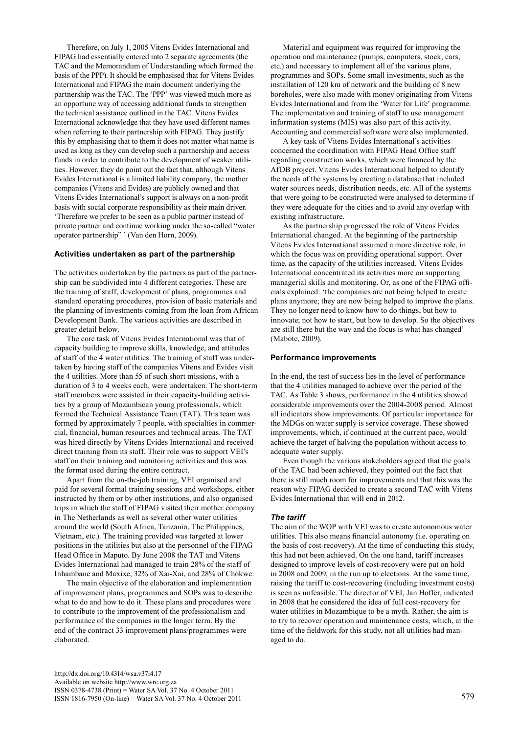Therefore, on July 1, 2005 Vitens Evides International and FIPAG had essentially entered into 2 separate agreements (the TAC and the Memorandum of Understanding which formed the basis of the PPP). It should be emphasised that for Vitens Evides International and FIPAG the main document underlying the partnership was the TAC. The 'PPP' was viewed much more as an opportune way of accessing additional funds to strengthen the technical assistance outlined in the TAC. Vitens Evides International acknowledge that they have used different names when referring to their partnership with FIPAG. They justify this by emphasising that to them it does not matter what name is used as long as they can develop such a partnership and access funds in order to contribute to the development of weaker utilities. However, they do point out the fact that, although Vitens Evides International is a limited liability company, the mother companies (Vitens and Evides) are publicly owned and that Vitens Evides International's support is always on a non-profit basis with social corporate responsibility as their main driver. 'Therefore we prefer to be seen as a public partner instead of private partner and continue working under the so-called "water operator partnership" ' (Van den Horn, 2009).

### Activities undertaken as part of the partnership

The activities undertaken by the partners as part of the partnership can be subdivided into 4 different categories. These are the training of staff, development of plans, programmes and standard operating procedures, provision of basic materials and the planning of investments coming from the loan from African Development Bank. The various activities are described in greater detail below.

The core task of Vitens Evides International was that of capacity building to improve skills, knowledge, and attitudes of staff of the 4 water utilities. The training of staff was undertaken by having staff of the companies Vitens and Evides visit the 4 utilities. More than 55 of such short missions, with a duration of 3 to 4 weeks each, were undertaken. The short-term staff members were assisted in their capacity-building activities by a group of Mozambican young professionals, which formed the Technical Assistance Team (TAT). This team was formed by approximately 7 people, with specialties in commercial, financial, human resources and technical areas. The TAT was hired directly by Vitens Evides International and received direct training from its staff. Their role was to support VEI's staff on their training and monitoring activities and this was the format used during the entire contract.

Apart from the on-the-job training, VEI organised and paid for several formal training sessions and workshops, either instructed by them or by other institutions, and also organised trips in which the staff of FIPAG visited their mother company in The Netherlands as well as several other water utilities around the world (South Africa, Tanzania, The Philippines, Vietnam, etc.). The training provided was targeted at lower positions in the utilities but also at the personnel of the FIPAG Head Office in Maputo. By June 2008 the TAT and Vitens Evides International had managed to train 28% of the staff of Inhambane and Maxixe, 32% of Xai-Xai, and 28% of Chókwe.

The main objective of the elaboration and implementation of improvement plans, programmes and SOPs was to describe what to do and how to do it. These plans and procedures were to contribute to the improvement of the professionalism and performance of the companies in the longer term. By the end of the contract 33 improvement plans/programmes were elaborated.

Material and equipment was required for improving the operation and maintenance (pumps, computers, stock, cars, etc.) and necessary to implement all of the various plans, programmes and SOPs. Some small investments, such as the installation of 120 km of network and the building of 8 new boreholes, were also made with money originating from Vitens Evides International and from the 'Water for Life' programme. The implementation and training of staff to use management information systems (MIS) was also part of this activity. Accounting and commercial software were also implemented.

A key task of Vitens Evides International's activities concerned the coordination with FIPAG Head Office staff regarding construction works, which were financed by the AfDB project. Vitens Evides International helped to identify the needs of the systems by creating a database that included water sources needs, distribution needs, etc. All of the systems that were going to be constructed were analysed to determine if they were adequate for the cities and to avoid any overlap with existing infrastructure.

As the partnership progressed the role of Vitens Evides International changed. At the beginning of the partnership Vitens Evides International assumed a more directive role, in which the focus was on providing operational support. Over time, as the capacity of the utilities increased, Vitens Evides International concentrated its activities more on supporting managerial skills and monitoring. Or, as one of the FIPAG officials explained: 'the companies are not being helped to create plans anymore; they are now being helped to improve the plans. They no longer need to know how to do things, but how to innovate; not how to start, but how to develop. So the objectives are still there but the way and the focus is what has changed' (Mabote, 2009).

### Performance improvements

In the end, the test of success lies in the level of performance that the 4 utilities managed to achieve over the period of the TAC. As Table 3 shows, performance in the 4 utilities showed considerable improvements over the 2004-2008 period. Almost all indicators show improvements. Of particular importance for the MDGs on water supply is service coverage. These showed improvements, which, if continued at the current pace, would achieve the target of halving the population without access to adequate water supply.

Even though the various stakeholders agreed that the goals of the TAC had been achieved, they pointed out the fact that there is still much room for improvements and that this was the reason why FIPAG decided to create a second TAC with Vitens Evides International that will end in 2012.

#### *The tariff*

The aim of the WOP with VEI was to create autonomous water utilities. This also means financial autonomy (i.e. operating on the basis of cost-recovery). At the time of conducting this study, this had not been achieved. On the one hand, tariff increases designed to improve levels of cost-recovery were put on hold in 2008 and 2009, in the run up to elections. At the same time, raising the tariff to cost-recovering (including investment costs) is seen as unfeasible. The director of VEI, Jan Hoffer, indicated in 2008 that he considered the idea of full cost-recovery for water utilities in Mozambique to be a myth. Rather, the aim is to try to recover operation and maintenance costs, which, at the time of the fieldwork for this study, not all utilities had managed to do.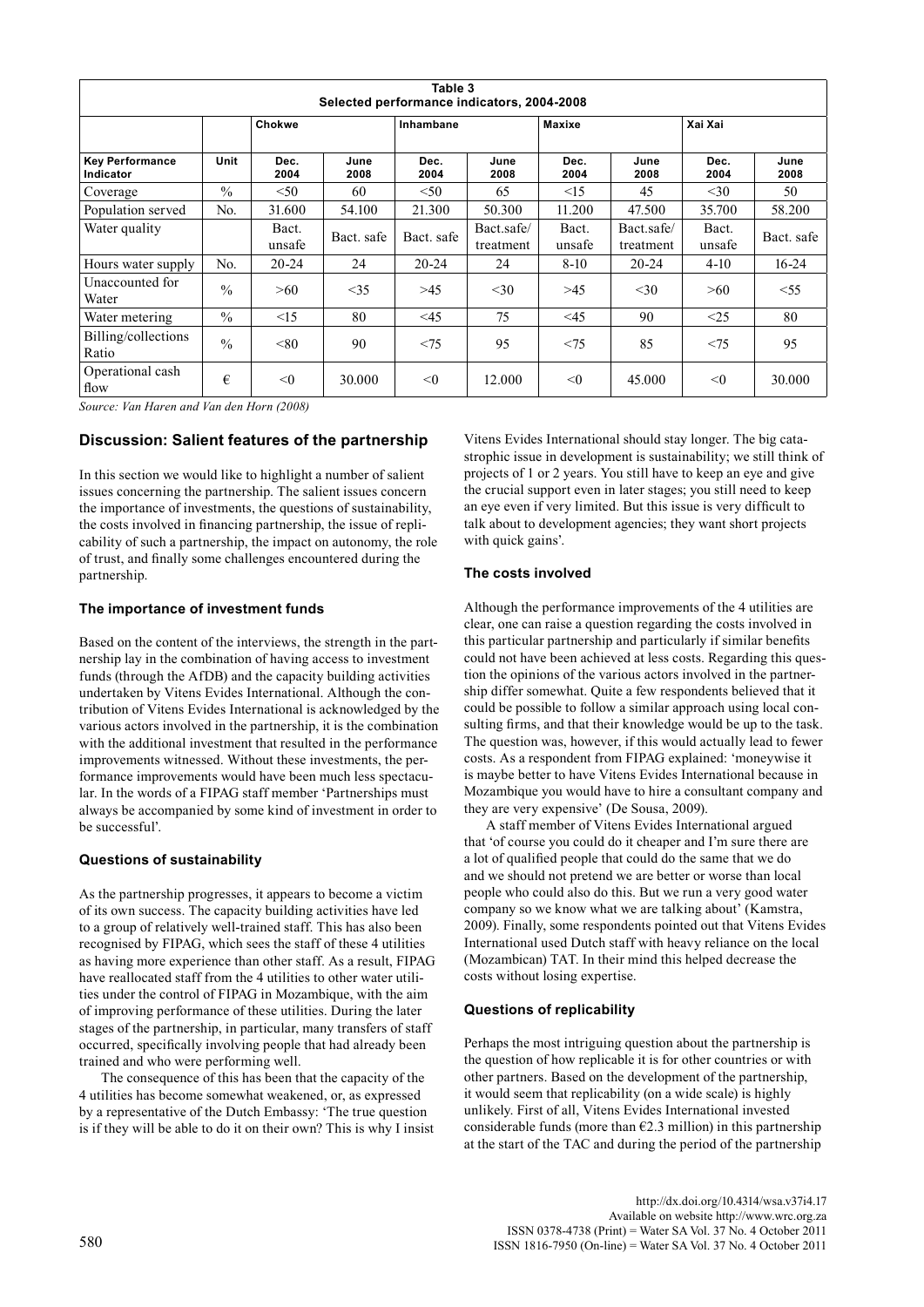**Table 3**
**Selected performance indicators, 2004-2008**

| | | Chokwe | | Inhambane | | Maxixe | | Xai Xai | |
|---|---|---|---|---|---|---|---|---|---|
| **Key Performance Indicator** | **Unit** | **Dec. 2004** | **June 2008** | **Dec. 2004** | **June 2008** | **Dec. 2004** | **June 2008** | **Dec. 2004** | **June 2008** |
| Coverage | % | <50 | 60 | <50 | 65 | <15 | 45 | <30 | 50 |
| Population served | No. | 31.600 | 54.100 | 21.300 | 50.300 | 11.200 | 47.500 | 35.700 | 58.200 |
| Water quality | | Bact. unsafe | Bact. safe | Bact. safe | Bact.safe/ treatment | Bact. unsafe | Bact.safe/ treatment | Bact. unsafe | Bact. safe |
| Hours water supply | No. | 20-24 | 24 | 20-24 | 24 | 8-10 | 20-24 | 4-10 | 16-24 |
| Unaccounted for Water | % | >60 | <35 | >45 | <30 | >45 | <30 | >60 | <55 |
| Water metering | % | <15 | 80 | <45 | 75 | <45 | 90 | <25 | 80 |
| Billing/collections Ratio | % | <80 | 90 | <75 | 95 | <75 | 85 | <75 | 95 |
| Operational cash flow | € | <0 | 30.000 | <0 | 12.000 | <0 | 45.000 | <0 | 30.000 |

*Source: Van Haren and Van den Horn (2008)*

## Discussion: Salient features of the partnership

In this section we would like to highlight a number of salient issues concerning the partnership. The salient issues concern the importance of investments, the questions of sustainability, the costs involved in financing partnership, the issue of replicability of such a partnership, the impact on autonomy, the role of trust, and finally some challenges encountered during the partnership.

### The importance of investment funds

Based on the content of the interviews, the strength in the partnership lay in the combination of having access to investment funds (through the AfDB) and the capacity building activities undertaken by Vitens Evides International. Although the contribution of Vitens Evides International is acknowledged by the various actors involved in the partnership, it is the combination with the additional investment that resulted in the performance improvements witnessed. Without these investments, the performance improvements would have been much less spectacular. In the words of a FIPAG staff member 'Partnerships must always be accompanied by some kind of investment in order to be successful'.

### Questions of sustainability

As the partnership progresses, it appears to become a victim of its own success. The capacity building activities have led to a group of relatively well-trained staff. This has also been recognised by FIPAG, which sees the staff of these 4 utilities as having more experience than other staff. As a result, FIPAG have reallocated staff from the 4 utilities to other water utilities under the control of FIPAG in Mozambique, with the aim of improving performance of these utilities. During the later stages of the partnership, in particular, many transfers of staff occurred, specifically involving people that had already been trained and who were performing well.

The consequence of this has been that the capacity of the 4 utilities has become somewhat weakened, or, as expressed by a representative of the Dutch Embassy: 'The true question is if they will be able to do it on their own? This is why I insist Vitens Evides International should stay longer. The big catastrophic issue in development is sustainability; we still think of projects of 1 or 2 years. You still have to keep an eye and give the crucial support even in later stages; you still need to keep an eye even if very limited. But this issue is very difficult to talk about to development agencies; they want short projects with quick gains'.

### The costs involved

Although the performance improvements of the 4 utilities are clear, one can raise a question regarding the costs involved in this particular partnership and particularly if similar benefits could not have been achieved at less costs. Regarding this question the opinions of the various actors involved in the partnership differ somewhat. Quite a few respondents believed that it could be possible to follow a similar approach using local consulting firms, and that their knowledge would be up to the task. The question was, however, if this would actually lead to fewer costs. As a respondent from FIPAG explained: 'moneywise it is maybe better to have Vitens Evides International because in Mozambique you would have to hire a consultant company and they are very expensive' (De Sousa, 2009).

A staff member of Vitens Evides International argued that 'of course you could do it cheaper and I'm sure there are a lot of qualified people that could do the same that we do and we should not pretend we are better or worse than local people who could also do this. But we run a very good water company so we know what we are talking about' (Kamstra, 2009). Finally, some respondents pointed out that Vitens Evides International used Dutch staff with heavy reliance on the local (Mozambican) TAT. In their mind this helped decrease the costs without losing expertise.

### Questions of replicability

Perhaps the most intriguing question about the partnership is the question of how replicable it is for other countries or with other partners. Based on the development of the partnership, it would seem that replicability (on a wide scale) is highly unlikely. First of all, Vitens Evides International invested considerable funds (more than €2.3 million) in this partnership at the start of the TAC and during the period of the partnership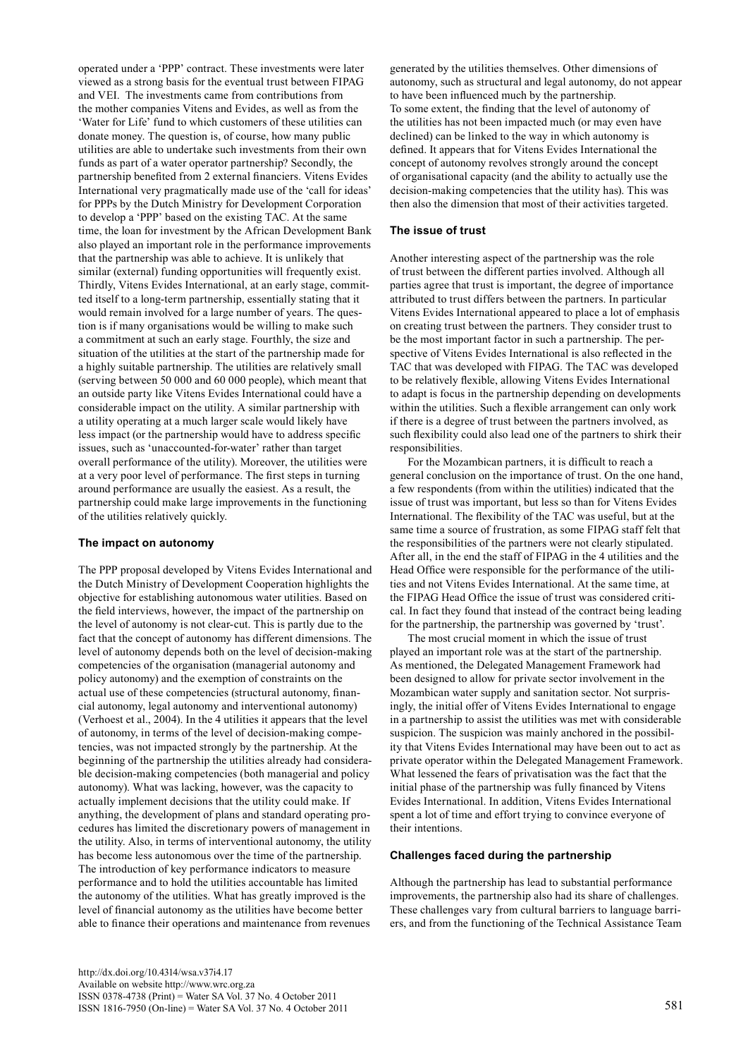operated under a 'PPP' contract. These investments were later viewed as a strong basis for the eventual trust between FIPAG and VEI. The investments came from contributions from the mother companies Vitens and Evides, as well as from the 'Water for Life' fund to which customers of these utilities can donate money. The question is, of course, how many public utilities are able to undertake such investments from their own funds as part of a water operator partnership? Secondly, the partnership benefited from 2 external financiers. Vitens Evides International very pragmatically made use of the 'call for ideas' for PPPs by the Dutch Ministry for Development Corporation to develop a 'PPP' based on the existing TAC. At the same time, the loan for investment by the African Development Bank also played an important role in the performance improvements that the partnership was able to achieve. It is unlikely that similar (external) funding opportunities will frequently exist. Thirdly, Vitens Evides International, at an early stage, committed itself to a long-term partnership, essentially stating that it would remain involved for a large number of years. The question is if many organisations would be willing to make such a commitment at such an early stage. Fourthly, the size and situation of the utilities at the start of the partnership made for a highly suitable partnership. The utilities are relatively small (serving between 50 000 and 60 000 people), which meant that an outside party like Vitens Evides International could have a considerable impact on the utility. A similar partnership with a utility operating at a much larger scale would likely have less impact (or the partnership would have to address specific issues, such as 'unaccounted-for-water' rather than target overall performance of the utility). Moreover, the utilities were at a very poor level of performance. The first steps in turning around performance are usually the easiest. As a result, the partnership could make large improvements in the functioning of the utilities relatively quickly.

### The impact on autonomy

The PPP proposal developed by Vitens Evides International and the Dutch Ministry of Development Cooperation highlights the objective for establishing autonomous water utilities. Based on the field interviews, however, the impact of the partnership on the level of autonomy is not clear-cut. This is partly due to the fact that the concept of autonomy has different dimensions. The level of autonomy depends both on the level of decision-making competencies of the organisation (managerial autonomy and policy autonomy) and the exemption of constraints on the actual use of these competencies (structural autonomy, financial autonomy, legal autonomy and interventional autonomy) (Verhoest et al., 2004). In the 4 utilities it appears that the level of autonomy, in terms of the level of decision-making competencies, was not impacted strongly by the partnership. At the beginning of the partnership the utilities already had considerable decision-making competencies (both managerial and policy autonomy). What was lacking, however, was the capacity to actually implement decisions that the utility could make. If anything, the development of plans and standard operating procedures has limited the discretionary powers of management in the utility. Also, in terms of interventional autonomy, the utility has become less autonomous over the time of the partnership. The introduction of key performance indicators to measure performance and to hold the utilities accountable has limited the autonomy of the utilities. What has greatly improved is the level of financial autonomy as the utilities have become better able to finance their operations and maintenance from revenues generated by the utilities themselves. Other dimensions of autonomy, such as structural and legal autonomy, do not appear to have been influenced much by the partnership.

To some extent, the finding that the level of autonomy of the utilities has not been impacted much (or may even have declined) can be linked to the way in which autonomy is defined. It appears that for Vitens Evides International the concept of autonomy revolves strongly around the concept of organisational capacity (and the ability to actually use the decision-making competencies that the utility has). This was then also the dimension that most of their activities targeted.

### The issue of trust

Another interesting aspect of the partnership was the role of trust between the different parties involved. Although all parties agree that trust is important, the degree of importance attributed to trust differs between the partners. In particular Vitens Evides International appeared to place a lot of emphasis on creating trust between the partners. They consider trust to be the most important factor in such a partnership. The perspective of Vitens Evides International is also reflected in the TAC that was developed with FIPAG. The TAC was developed to be relatively flexible, allowing Vitens Evides International to adapt is focus in the partnership depending on developments within the utilities. Such a flexible arrangement can only work if there is a degree of trust between the partners involved, as such flexibility could also lead one of the partners to shirk their responsibilities.

For the Mozambican partners, it is difficult to reach a general conclusion on the importance of trust. On the one hand, a few respondents (from within the utilities) indicated that the issue of trust was important, but less so than for Vitens Evides International. The flexibility of the TAC was useful, but at the same time a source of frustration, as some FIPAG staff felt that the responsibilities of the partners were not clearly stipulated. After all, in the end the staff of FIPAG in the 4 utilities and the Head Office were responsible for the performance of the utilities and not Vitens Evides International. At the same time, at the FIPAG Head Office the issue of trust was considered critical. In fact they found that instead of the contract being leading for the partnership, the partnership was governed by 'trust'.

The most crucial moment in which the issue of trust played an important role was at the start of the partnership. As mentioned, the Delegated Management Framework had been designed to allow for private sector involvement in the Mozambican water supply and sanitation sector. Not surprisingly, the initial offer of Vitens Evides International to engage in a partnership to assist the utilities was met with considerable suspicion. The suspicion was mainly anchored in the possibility that Vitens Evides International may have been out to act as private operator within the Delegated Management Framework. What lessened the fears of privatisation was the fact that the initial phase of the partnership was fully financed by Vitens Evides International. In addition, Vitens Evides International spent a lot of time and effort trying to convince everyone of their intentions.

### Challenges faced during the partnership

Although the partnership has lead to substantial performance improvements, the partnership also had its share of challenges. These challenges vary from cultural barriers to language barriers, and from the functioning of the Technical Assistance Team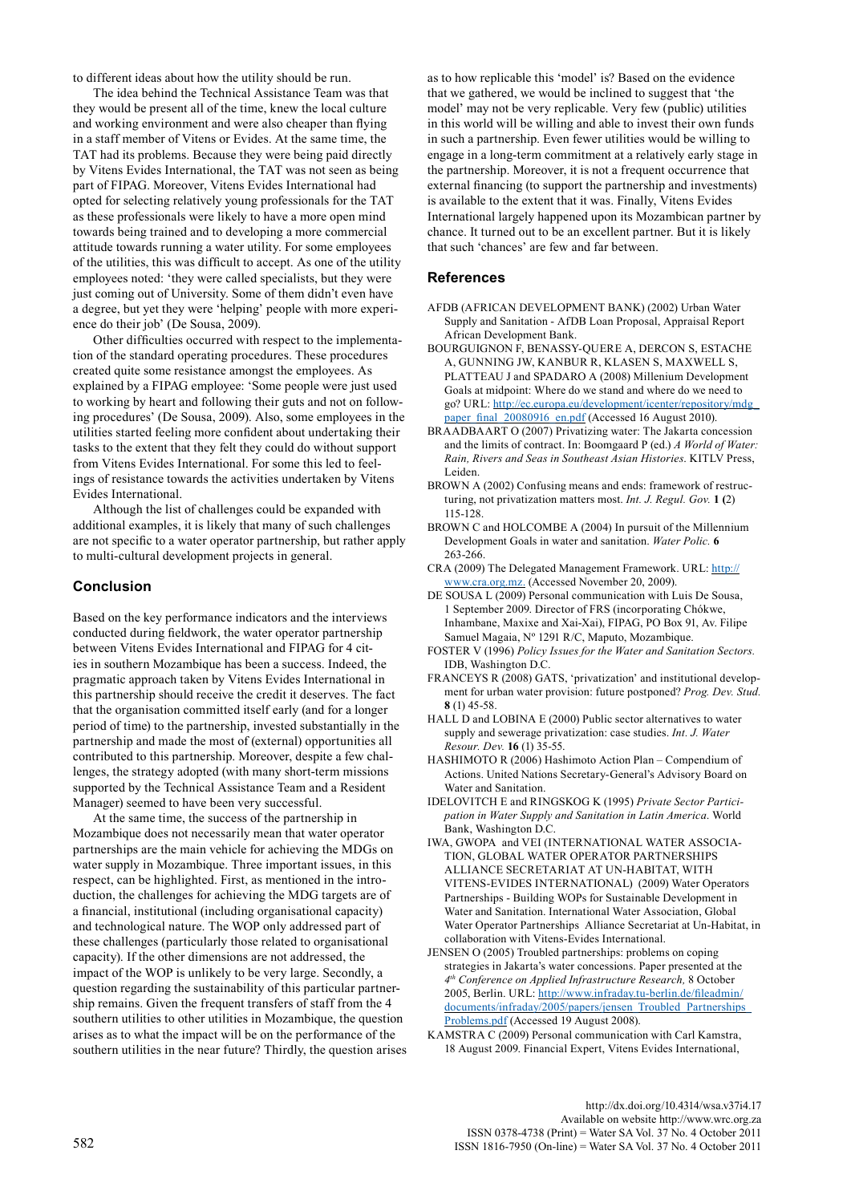to different ideas about how the utility should be run.

The idea behind the Technical Assistance Team was that they would be present all of the time, knew the local culture and working environment and were also cheaper than flying in a staff member of Vitens or Evides. At the same time, the TAT had its problems. Because they were being paid directly by Vitens Evides International, the TAT was not seen as being part of FIPAG. Moreover, Vitens Evides International had opted for selecting relatively young professionals for the TAT as these professionals were likely to have a more open mind towards being trained and to developing a more commercial attitude towards running a water utility. For some employees of the utilities, this was difficult to accept. As one of the utility employees noted: 'they were called specialists, but they were just coming out of University. Some of them didn't even have a degree, but yet they were 'helping' people with more experience do their job' (De Sousa, 2009).

Other difficulties occurred with respect to the implementation of the standard operating procedures. These procedures created quite some resistance amongst the employees. As explained by a FIPAG employee: 'Some people were just used to working by heart and following their guts and not on following procedures' (De Sousa, 2009). Also, some employees in the utilities started feeling more confident about undertaking their tasks to the extent that they felt they could do without support from Vitens Evides International. For some this led to feelings of resistance towards the activities undertaken by Vitens Evides International.

Although the list of challenges could be expanded with additional examples, it is likely that many of such challenges are not specific to a water operator partnership, but rather apply to multi-cultural development projects in general.

## Conclusion

Based on the key performance indicators and the interviews conducted during fieldwork, the water operator partnership between Vitens Evides International and FIPAG for 4 cities in southern Mozambique has been a success. Indeed, the pragmatic approach taken by Vitens Evides International in this partnership should receive the credit it deserves. The fact that the organisation committed itself early (and for a longer period of time) to the partnership, invested substantially in the partnership and made the most of (external) opportunities all contributed to this partnership. Moreover, despite a few challenges, the strategy adopted (with many short-term missions supported by the Technical Assistance Team and a Resident Manager) seemed to have been very successful.

At the same time, the success of the partnership in Mozambique does not necessarily mean that water operator partnerships are the main vehicle for achieving the MDGs on water supply in Mozambique. Three important issues, in this respect, can be highlighted. First, as mentioned in the introduction, the challenges for achieving the MDG targets are of a financial, institutional (including organisational capacity) and technological nature. The WOP only addressed part of these challenges (particularly those related to organisational capacity). If the other dimensions are not addressed, the impact of the WOP is unlikely to be very large. Secondly, a question regarding the sustainability of this particular partnership remains. Given the frequent transfers of staff from the 4 southern utilities to other utilities in Mozambique, the question arises as to what the impact will be on the performance of the southern utilities in the near future? Thirdly, the question arises as to how replicable this 'model' is? Based on the evidence that we gathered, we would be inclined to suggest that 'the model' may not be very replicable. Very few (public) utilities in this world will be willing and able to invest their own funds in such a partnership. Even fewer utilities would be willing to engage in a long-term commitment at a relatively early stage in the partnership. Moreover, it is not a frequent occurrence that external financing (to support the partnership and investments) is available to the extent that it was. Finally, Vitens Evides International largely happened upon its Mozambican partner by chance. It turned out to be an excellent partner. But it is likely that such 'chances' are few and far between.

## References

AFDB (AFRICAN DEVELOPMENT BANK) (2002) Urban Water Supply and Sanitation - AfDB Loan Proposal, Appraisal Report African Development Bank.

BOURGUIGNON F, BENASSY-QUERE A, DERCON S, ESTACHE A, GUNNING JW, KANBUR R, KLASEN S, MAXWELL S, PLATTEAU J and SPADARO A (2008) Millenium Development Goals at midpoint: Where do we stand and where do we need to go? URL: http://ec.europa.eu/development/icenter/repository/mdg_paper_final_20080916_en.pdf (Accessed 16 August 2010).

BRAADBAART O (2007) Privatizing water: The Jakarta concession and the limits of contract. In: Boomgaard P (ed.) *A World of Water: Rain, Rivers and Seas in Southeast Asian Histories*. KITLV Press, Leiden.

BROWN A (2002) Confusing means and ends: framework of restructuring, not privatization matters most. *Int. J. Regul. Gov.* **1 (**2) 115-128.

BROWN C and HOLCOMBE A (2004) In pursuit of the Millennium Development Goals in water and sanitation. *Water Polic.* **6** 263-266.

CRA (2009) The Delegated Management Framework. URL: http://www.cra.org.mz. (Accessed November 20, 2009).

DE SOUSA L (2009) Personal communication with Luis De Sousa, 1 September 2009. Director of FRS (incorporating Chókwe, Inhambane, Maxixe and Xai-Xai), FIPAG, PO Box 91, Av. Filipe Samuel Magaia, Nº 1291 R/C, Maputo, Mozambique.

FOSTER V (1996) *Policy Issues for the Water and Sanitation Sectors.* IDB, Washington D.C.

FRANCEYS R (2008) GATS, 'privatization' and institutional development for urban water provision: future postponed? *Prog. Dev. Stud.* **8** (1) 45-58.

HALL D and LOBINA E (2000) Public sector alternatives to water supply and sewerage privatization: case studies. *Int. J. Water Resour. Dev.* **16** (1) 35-55.

HASHIMOTO R (2006) Hashimoto Action Plan – Compendium of Actions. United Nations Secretary-General's Advisory Board on Water and Sanitation.

IDELOVITCH E and RINGSKOG K (1995) *Private Sector Participation in Water Supply and Sanitation in Latin America*. World Bank, Washington D.C.

IWA, GWOPA and VEI (INTERNATIONAL WATER ASSOCIATION, GLOBAL WATER OPERATOR PARTNERSHIPS ALLIANCE SECRETARIAT AT UN-HABITAT, WITH VITENS-EVIDES INTERNATIONAL) (2009) Water Operators Partnerships - Building WOPs for Sustainable Development in Water and Sanitation. International Water Association, Global Water Operator Partnerships Alliance Secretariat at Un-Habitat, in collaboration with Vitens-Evides International.

JENSEN O (2005) Troubled partnerships: problems on coping strategies in Jakarta's water concessions. Paper presented at the *4th Conference on Applied Infrastructure Research,* 8 October 2005, Berlin. URL: http://www.infraday.tu-berlin.de/fileadmin/documents/infraday/2005/papers/jensen_Troubled_Partnerships_Problems.pdf (Accessed 19 August 2008).

KAMSTRA C (2009) Personal communication with Carl Kamstra, 18 August 2009. Financial Expert, Vitens Evides International,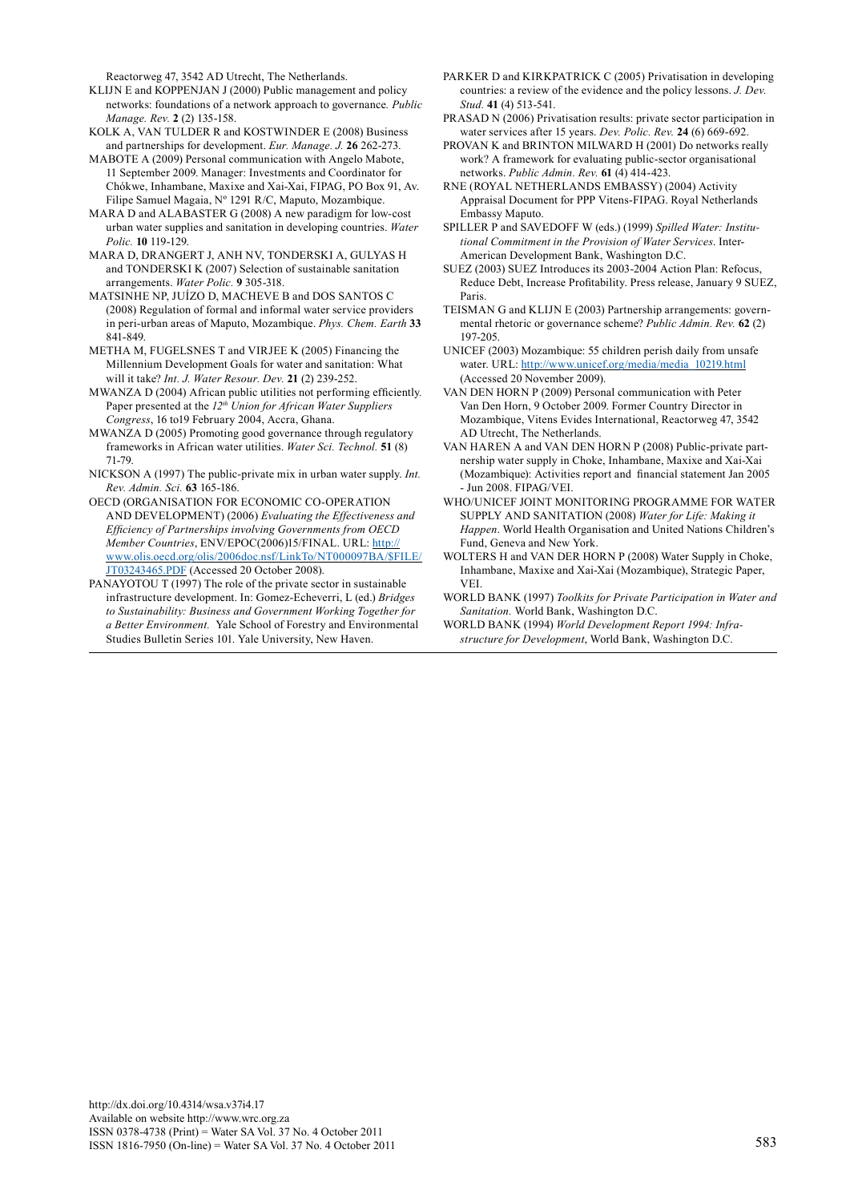Reactorweg 47, 3542 AD Utrecht, The Netherlands.

KLIJN E and KOPPENJAN J (2000) Public management and policy networks: foundations of a network approach to governance*. Public Manage. Rev.* **2** (2) 135-158.

KOLK A, VAN TULDER R and KOSTWINDER E (2008) Business and partnerships for development. *Eur. Manage. J.* **26** 262-273.

MABOTE A (2009) Personal communication with Angelo Mabote, 11 September 2009. Manager: Investments and Coordinator for Chókwe, Inhambane, Maxixe and Xai-Xai, FIPAG, PO Box 91, Av. Filipe Samuel Magaia, Nº 1291 R/C, Maputo, Mozambique.

MARA D and ALABASTER G (2008) A new paradigm for low-cost urban water supplies and sanitation in developing countries. *Water Polic.* **10** 119-129.

MARA D, DRANGERT J, ANH NV, TONDERSKI A, GULYAS H and TONDERSKI K (2007) Selection of sustainable sanitation arrangements. *Water Polic.* **9** 305-318.

MATSINHE NP, JUÍZO D, MACHEVE B and DOS SANTOS C (2008) Regulation of formal and informal water service providers in peri-urban areas of Maputo, Mozambique. *Phys. Chem. Earth* **33** 841-849.

METHA M, FUGELSNES T and VIRJEE K (2005) Financing the Millennium Development Goals for water and sanitation: What will it take? *Int. J. Water Resour. Dev.* **21** (2) 239-252.

MWANZA D (2004) African public utilities not performing efficiently. Paper presented at the *12th Union for African Water Suppliers Congress*, 16 to19 February 2004, Accra, Ghana.

MWANZA D (2005) Promoting good governance through regulatory frameworks in African water utilities. *Water Sci. Technol.* **51** (8) 71-79.

NICKSON A (1997) The public-private mix in urban water supply. *Int. Rev. Admin. Sci.* **63** 165-186.

OECD (ORGANISATION FOR ECONOMIC CO-OPERATION AND DEVELOPMENT) (2006) *Evaluating the Effectiveness and Efficiency of Partnerships involving Governments from OECD Member Countries*, ENV/EPOC(2006)15/FINAL. URL: http://www.olis.oecd.org/olis/2006doc.nsf/LinkTo/NT000097BA/$FILE/JT03243465.PDF (Accessed 20 October 2008).

PANAYOTOU T (1997) The role of the private sector in sustainable infrastructure development. In: Gomez-Echeverri, L (ed.) *Bridges to Sustainability: Business and Government Working Together for a Better Environment.* Yale School of Forestry and Environmental Studies Bulletin Series 101. Yale University, New Haven.

PARKER D and KIRKPATRICK C (2005) Privatisation in developing countries: a review of the evidence and the policy lessons. *J. Dev. Stud.* **41** (4) 513-541.

PRASAD N (2006) Privatisation results: private sector participation in water services after 15 years. *Dev. Polic. Rev.* **24** (6) 669-692.

PROVAN K and BRINTON MILWARD H (2001) Do networks really work? A framework for evaluating public-sector organisational networks. *Public Admin. Rev.* **61** (4) 414-423.

RNE (ROYAL NETHERLANDS EMBASSY) (2004) Activity Appraisal Document for PPP Vitens-FIPAG. Royal Netherlands Embassy Maputo.

SPILLER P and SAVEDOFF W (eds.) (1999) *Spilled Water: Institutional Commitment in the Provision of Water Services*. Inter-American Development Bank, Washington D.C.

SUEZ (2003) SUEZ Introduces its 2003-2004 Action Plan: Refocus, Reduce Debt, Increase Profitability. Press release, January 9 SUEZ, Paris.

TEISMAN G and KLIJN E (2003) Partnership arrangements: governmental rhetoric or governance scheme? *Public Admin. Rev.* **62** (2) 197-205.

UNICEF (2003) Mozambique: 55 children perish daily from unsafe water. URL: http://www.unicef.org/media/media_10219.html (Accessed 20 November 2009).

VAN DEN HORN P (2009) Personal communication with Peter Van Den Horn, 9 October 2009. Former Country Director in Mozambique, Vitens Evides International, Reactorweg 47, 3542 AD Utrecht, The Netherlands.

VAN HAREN A and VAN DEN HORN P (2008) Public-private partnership water supply in Choke, Inhambane, Maxixe and Xai-Xai (Mozambique): Activities report and financial statement Jan 2005 - Jun 2008. FIPAG/VEI.

WHO/UNICEF JOINT MONITORING PROGRAMME FOR WATER SUPPLY AND SANITATION (2008) *Water for Life: Making it Happen*. World Health Organisation and United Nations Children's Fund, Geneva and New York.

WOLTERS H and VAN DER HORN P (2008) Water Supply in Choke, Inhambane, Maxixe and Xai-Xai (Mozambique), Strategic Paper, VEI.

WORLD BANK (1997) *Toolkits for Private Participation in Water and Sanitation.* World Bank, Washington D.C.

WORLD BANK (1994) *World Development Report 1994: Infrastructure for Development*, World Bank, Washington D.C.